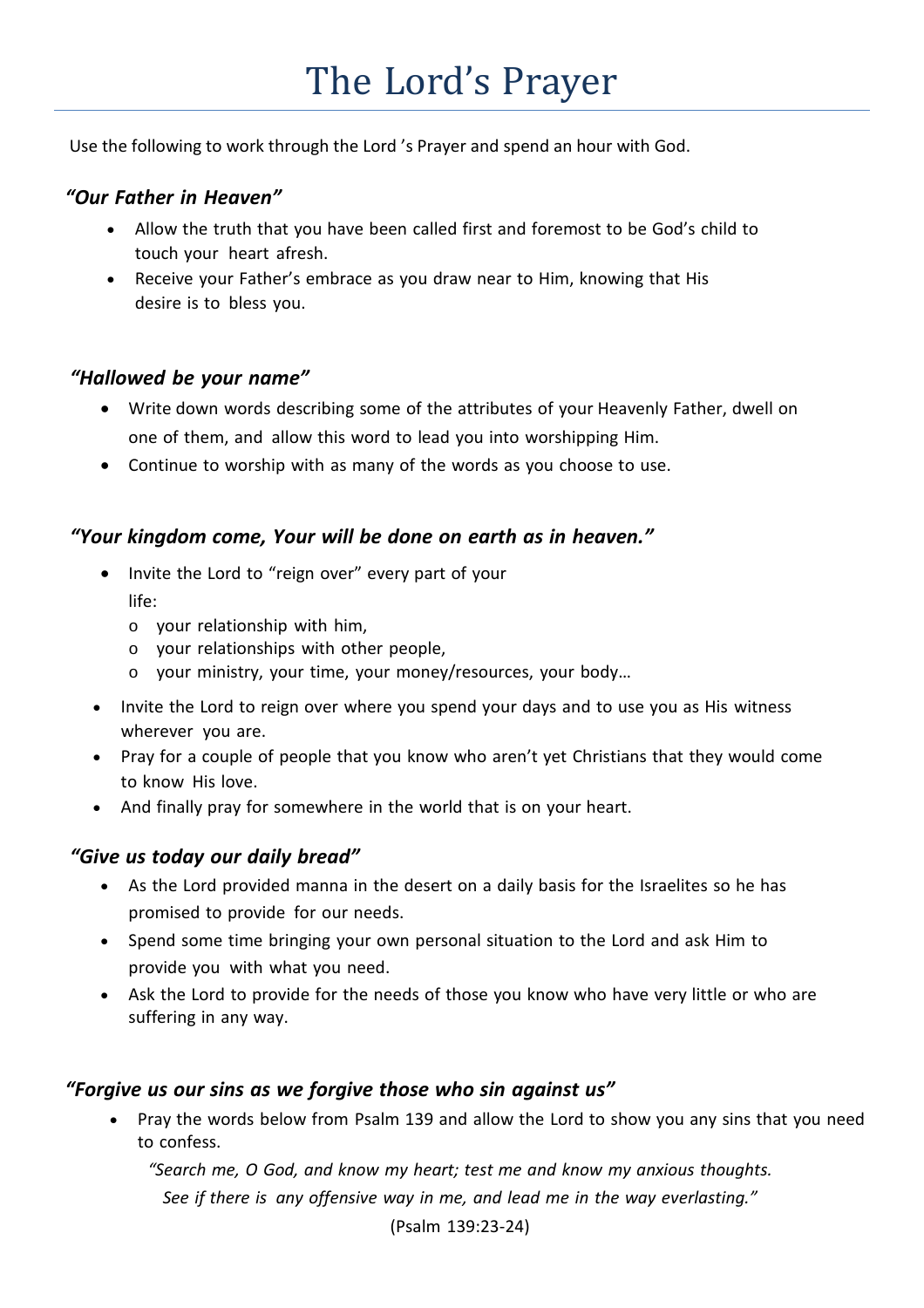# The Lord's Prayer

Use the following to work through the Lord 's Prayer and spend an hour with God.

## *"Our Father in Heaven"*

- Allow the truth that you have been called first and foremost to be God's child to touch your heart afresh.
- Receive your Father's embrace as you draw near to Him, knowing that His desire is to bless you.

## *"Hallowed be your name"*

- Write down words describing some of the attributes of your Heavenly Father, dwell on one of them, and allow this word to lead you into worshipping Him.
- Continue to worship with as many of the words as you choose to use.

## *"Your kingdom come, Your will be done on earth as in heaven."*

- Invite the Lord to "reign over" every part of your life:
  - your relationship with him,
  - your relationships with other people,
  - your ministry, your time, your money/resources, your body…
- Invite the Lord to reign over where you spend your days and to use you as His witness wherever you are.
- Pray for a couple of people that you know who aren't yet Christians that they would come to know His love.
- And finally pray for somewhere in the world that is on your heart.

## *"Give us today our daily bread"*

- As the Lord provided manna in the desert on a daily basis for the Israelites so he has promised to provide for our needs.
- Spend some time bringing your own personal situation to the Lord and ask Him to provide you with what you need.
- Ask the Lord to provide for the needs of those you know who have very little or who are suffering in any way.

## *"Forgive us our sins as we forgive those who sin against us"*

- Pray the words below from Psalm 139 and allow the Lord to show you any sins that you need to confess.

  *"Search me, O God, and know my heart; test me and know my anxious thoughts. See if there is any offensive way in me, and lead me in the way everlasting."*

  (Psalm 139:23-24)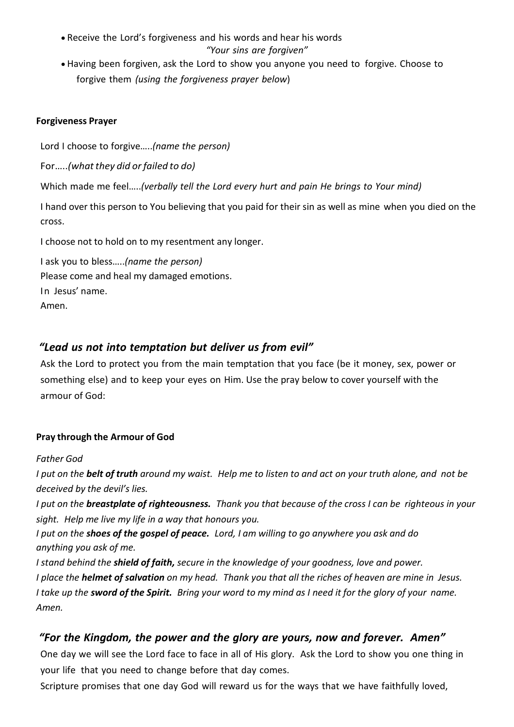- Receive the Lord's forgiveness and his words and hear his words

  *"Your sins are forgiven"*

- Having been forgiven, ask the Lord to show you anyone you need to forgive. Choose to forgive them *(using the forgiveness prayer below)*

**Forgiveness Prayer**

Lord I choose to forgive…..*(name the person)*

For…..*(what they did or failed to do)*

Which made me feel…..*(verbally tell the Lord every hurt and pain He brings to Your mind)*

I hand over this person to You believing that you paid for their sin as well as mine when you died on the cross.

I choose not to hold on to my resentment any longer.

I ask you to bless…..*(name the person)*
Please come and heal my damaged emotions.
In Jesus' name.
Amen.

## *"Lead us not into temptation but deliver us from evil"*

Ask the Lord to protect you from the main temptation that you face (be it money, sex, power or something else) and to keep your eyes on Him. Use the pray below to cover yourself with the armour of God:

**Pray through the Armour of God**

*Father God*
*I put on the **belt of truth** around my waist. Help me to listen to and act on your truth alone, and not be deceived by the devil's lies.*
*I put on the **breastplate of righteousness.** Thank you that because of the cross I can be righteous in your sight. Help me live my life in a way that honours you.*
*I put on the **shoes of the gospel of peace.** Lord, I am willing to go anywhere you ask and do anything you ask of me.*
*I stand behind the **shield of faith,** secure in the knowledge of your goodness, love and power.*
*I place the **helmet of salvation** on my head. Thank you that all the riches of heaven are mine in Jesus.*
*I take up the **sword of the Spirit.** Bring your word to my mind as I need it for the glory of your name.*
*Amen.*

## *"For the Kingdom, the power and the glory are yours, now and forever. Amen"*

One day we will see the Lord face to face in all of His glory. Ask the Lord to show you one thing in your life that you need to change before that day comes.
Scripture promises that one day God will reward us for the ways that we have faithfully loved,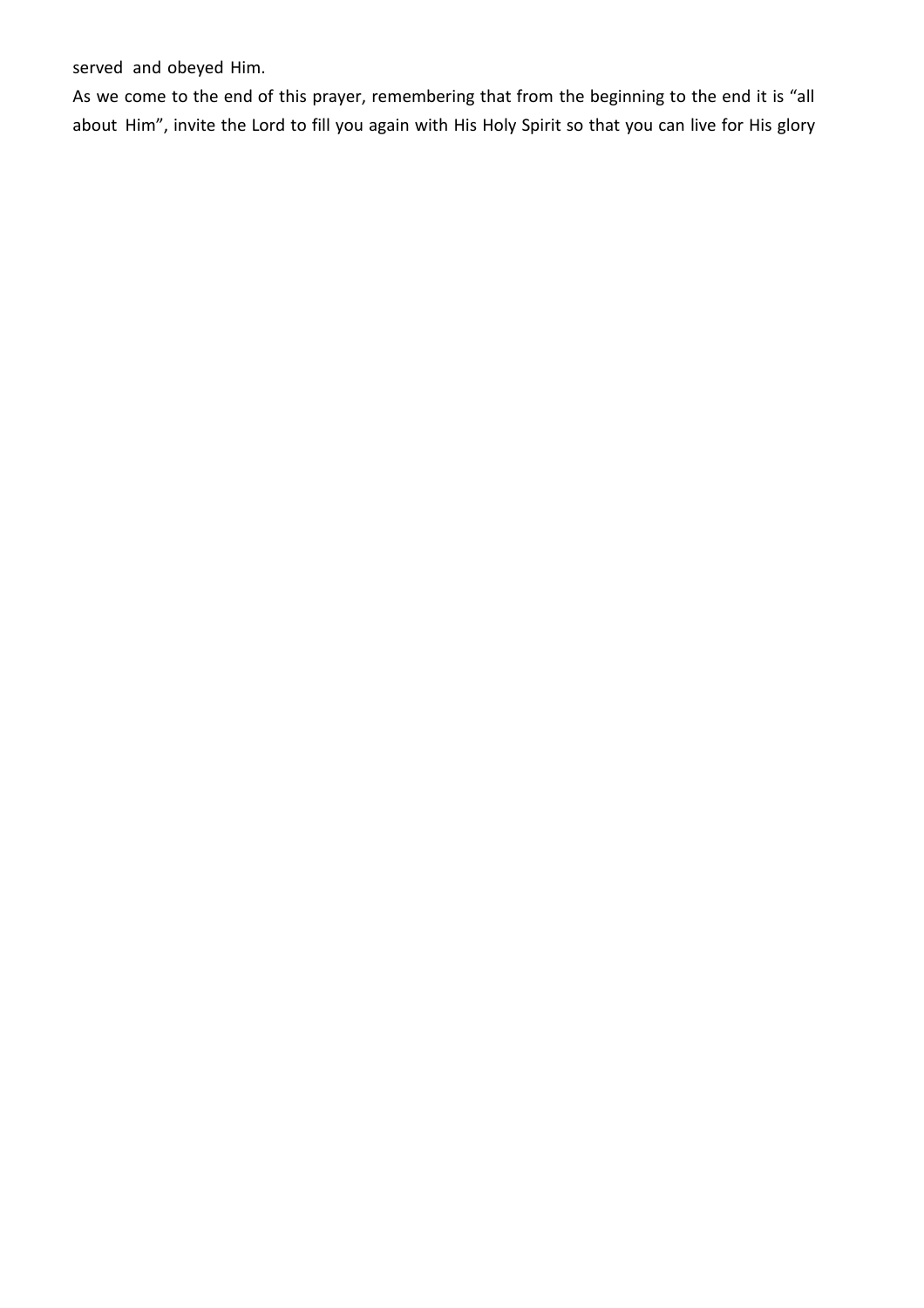served and obeyed Him.

As we come to the end of this prayer, remembering that from the beginning to the end it is "all about Him", invite the Lord to fill you again with His Holy Spirit so that you can live for His glory